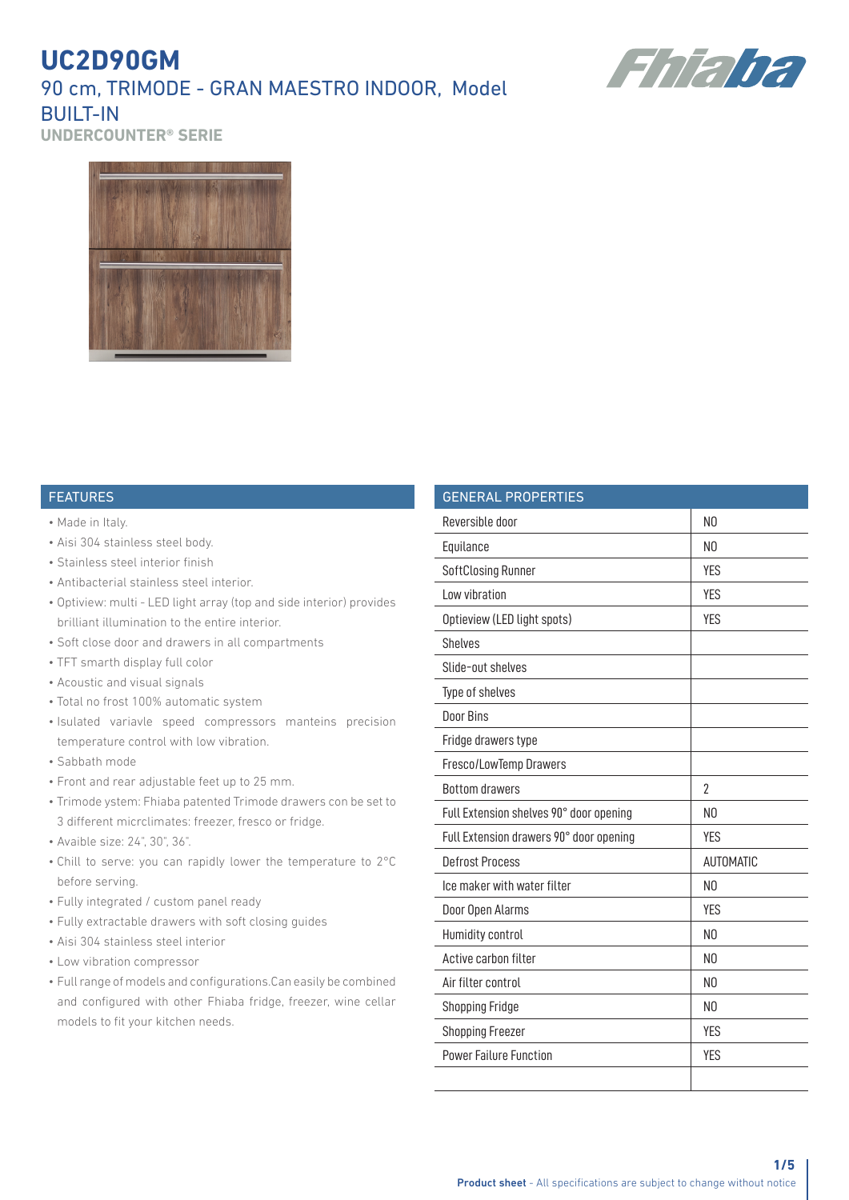# UC2D90GM

## 90 cm, TRIMODE - GRAN MAESTRO INDOOR, Model BUILT-IN

### UNDERCOUNTER® SERIE

## FEATURES

- Made in Italy.
- Aisi 304 stainless steel body.
- Stainless steel interior finish
- Antibacterial stainless steel interior.
- Optiview: multi - LED light array (top and side interior) provides brilliant illumination to the entire interior.
- Soft close door and drawers in all compartments
- TFT smarth display full color
- Acoustic and visual signals
- Total no frost 100% automatic system
- Isulated variavle speed compressors manteins precision temperature control with low vibration.
- Sabbath mode
- Front and rear adjustable feet up to 25 mm.
- Trimode ystem: Fhiaba patented Trimode drawers con be set to 3 different micrclimates: freezer, fresco or fridge.
- Avaible size: 24", 30", 36".
- Chill to serve: you can rapidly lower the temperature to 2°C before serving.
- Fully integrated / custom panel ready
- Fully extractable drawers with soft closing guides
- Aisi 304 stainless steel interior
- Low vibration compressor
- Full range of models and configurations.Can easily be combined and configured with other Fhiaba fridge, freezer, wine cellar models to fit your kitchen needs.

## GENERAL PROPERTIES

| Property | Value |
| --- | --- |
| Reversible door | NO |
| Equilance | NO |
| SoftClosing Runner | YES |
| Low vibration | YES |
| Optieview (LED light spots) | YES |
| Shelves | |
| Slide-out shelves | |
| Type of shelves | |
| Door Bins | |
| Fridge drawers type | |
| Fresco/LowTemp Drawers | |
| Bottom drawers | 2 |
| Full Extension shelves 90° door opening | NO |
| Full Extension drawers 90° door opening | YES |
| Defrost Process | AUTOMATIC |
| Ice maker with water filter | NO |
| Door Open Alarms | YES |
| Humidity control | NO |
| Active carbon filter | NO |
| Air filter control | NO |
| Shopping Fridge | NO |
| Shopping Freezer | YES |
| Power Failure Function | YES |
| | |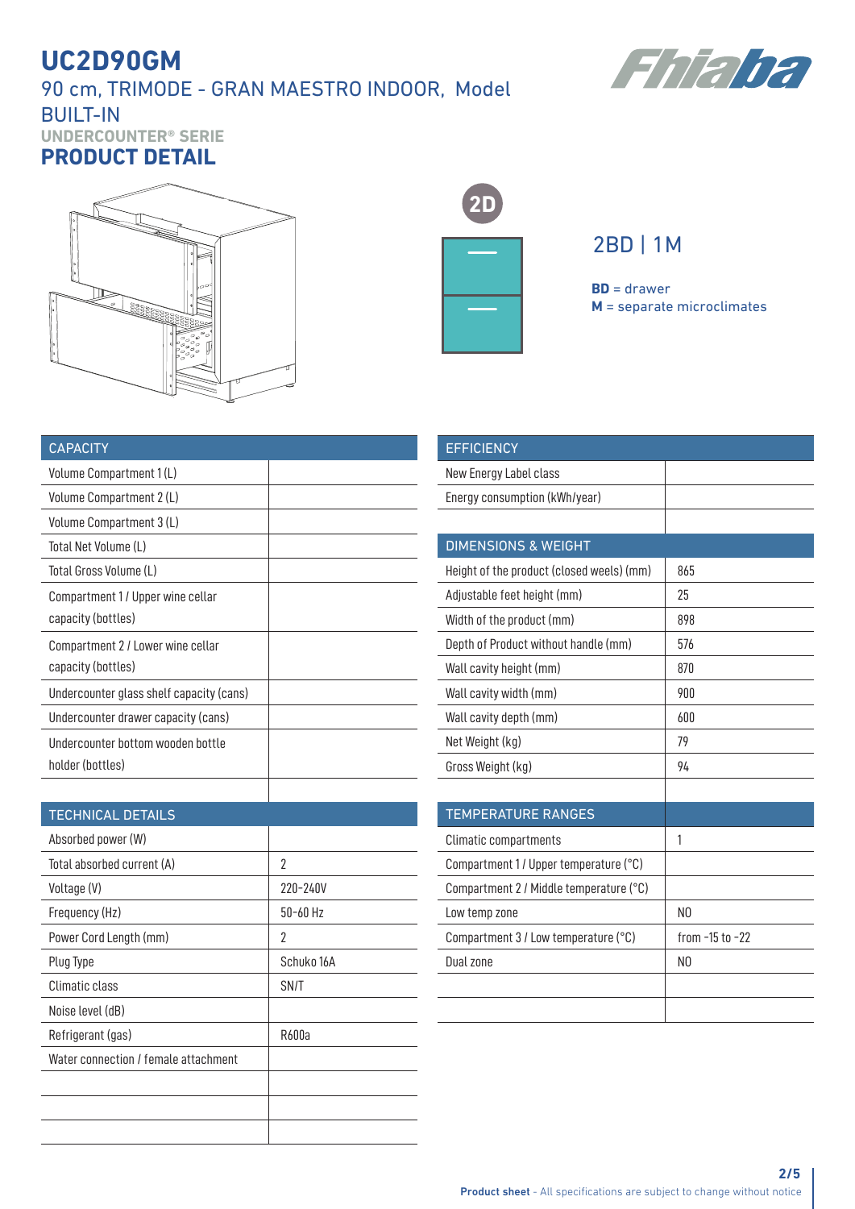# UC2D90GM

## 90 cm, TRIMODE - GRAN MAESTRO INDOOR, Model BUILT-IN

UNDERCOUNTER® SERIE

## PRODUCT DETAIL

2D

2BD | 1M

**BD** = drawer
**M** = separate microclimates

| CAPACITY | |
|---|---|
| Volume Compartment 1 (L) | |
| Volume Compartment 2 (L) | |
| Volume Compartment 3 (L) | |
| Total Net Volume (L) | |
| Total Gross Volume (L) | |
| Compartment 1 / Upper wine cellar capacity (bottles) | |
| Compartment 2 / Lower wine cellar capacity (bottles) | |
| Undercounter glass shelf capacity (cans) | |
| Undercounter drawer capacity (cans) | |
| Undercounter bottom wooden bottle holder (bottles) | |
| | |

| TECHNICAL DETAILS | |
|---|---|
| Absorbed power (W) | |
| Total absorbed current (A) | 2 |
| Voltage (V) | 220-240V |
| Frequency (Hz) | 50-60 Hz |
| Power Cord Length (mm) | 2 |
| Plug Type | Schuko 16A |
| Climatic class | SN/T |
| Noise level (dB) | |
| Refrigerant (gas) | R600a |
| Water connection / female attachment | |
| | |
| | |
| | |

| EFFICIENCY | |
|---|---|
| New Energy Label class | |
| Energy consumption (kWh/year) | |
| | |

| DIMENSIONS & WEIGHT | |
|---|---|
| Height of the product (closed weels) (mm) | 865 |
| Adjustable feet height (mm) | 25 |
| Width of the product (mm) | 898 |
| Depth of Product without handle (mm) | 576 |
| Wall cavity height (mm) | 870 |
| Wall cavity width (mm) | 900 |
| Wall cavity depth (mm) | 600 |
| Net Weight (kg) | 79 |
| Gross Weight (kg) | 94 |
| | |

| TEMPERATURE RANGES | |
|---|---|
| Climatic compartments | 1 |
| Compartment 1 / Upper temperature (°C) | |
| Compartment 2 / Middle temperature (°C) | |
| Low temp zone | NO |
| Compartment 3 / Low temperature (°C) | from -15 to -22 |
| Dual zone | NO |
| | |
| | |

**Product sheet** - All specifications are subject to change without notice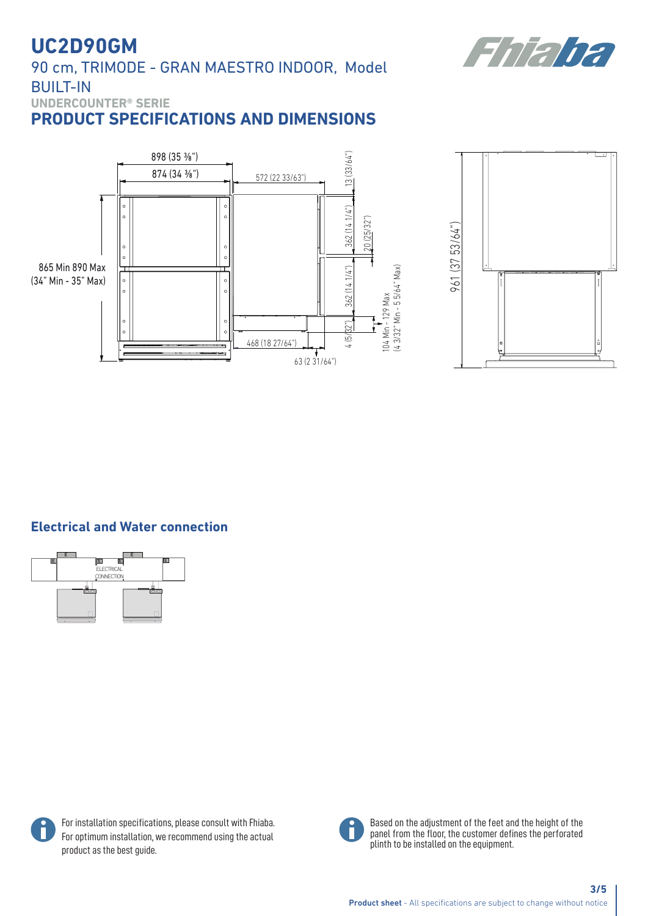# UC2D90GM

## 90 cm, TRIMODE - GRAN MAESTRO INDOOR, Model BUILT-IN

**UNDERCOUNTER® SERIE**

## PRODUCT SPECIFICATIONS AND DIMENSIONS

898 (35 ⅜")
874 (34 ⅜")
572 (22 33/63")
13 (33/64")
362 (14 1/4")
20 (25/32")
362 (14 1/4")
865 Min 890 Max (34" Min - 35" Max)
4 (5/32")
468 (18 27/64")
63 (2 31/64")
104 Min - 129 Max (4 3/32" Min - 5 5/64" Max)
961 (37 53/64")

### Electrical and Water connection

E
E
ELECTRICAL CONNECTION

For installation specifications, please consult with Fhiaba. For optimum installation, we recommend using the actual product as the best guide.

Based on the adjustment of the feet and the height of the panel from the floor, the customer defines the perforated plinth to be installed on the equipment.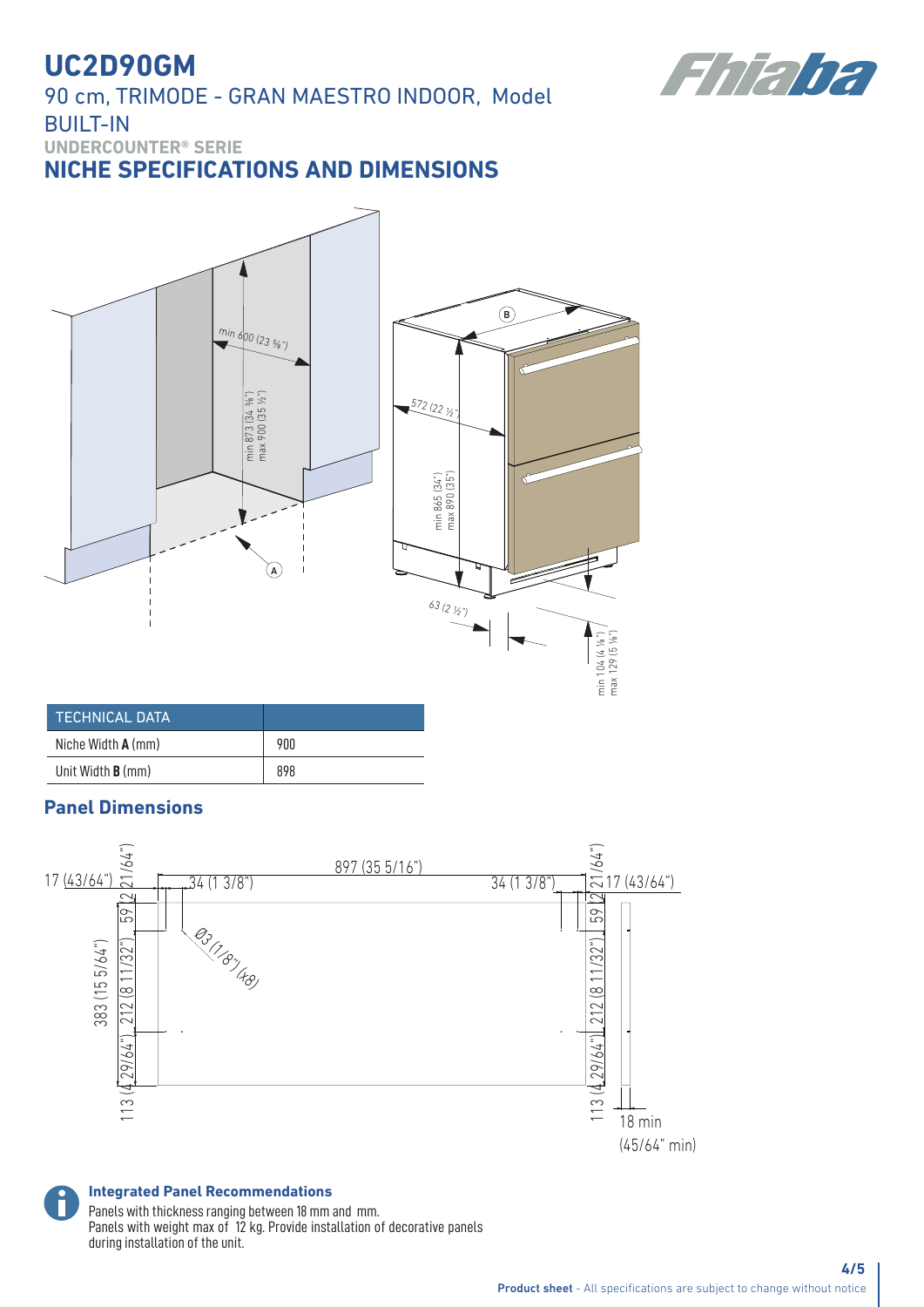# UC2D90GM

90 cm, TRIMODE - GRAN MAESTRO INDOOR, Model BUILT-IN

**UNDERCOUNTER® SERIE**

## NICHE SPECIFICATIONS AND DIMENSIONS

min 600 (23 ⅝")

min 873 (34 ⅜")
max 900 (35 ½")

572 (22 ½")

min 865 (34")
max 890 (35")

63 (2 ½")

min 104 (4 ⅛")
max 129 (5 ⅛")

| TECHNICAL DATA | |
|---|---|
| Niche Width **A** (mm) | 900 |
| Unit Width **B** (mm) | 898 |

### Panel Dimensions

897 (35 5/16")

17 (43/64")

34 (1 3/8")

2 (21/64")

59

212 (8 11/32")

113 (4 29/64")

383 (15 5/64")

Ø3 (1/8") (x8)

18 min
(45/64" min)

**Integrated Panel Recommendations**

Panels with thickness ranging between 18 mm and mm.
Panels with weight max of 12 kg. Provide installation of decorative panels during installation of the unit.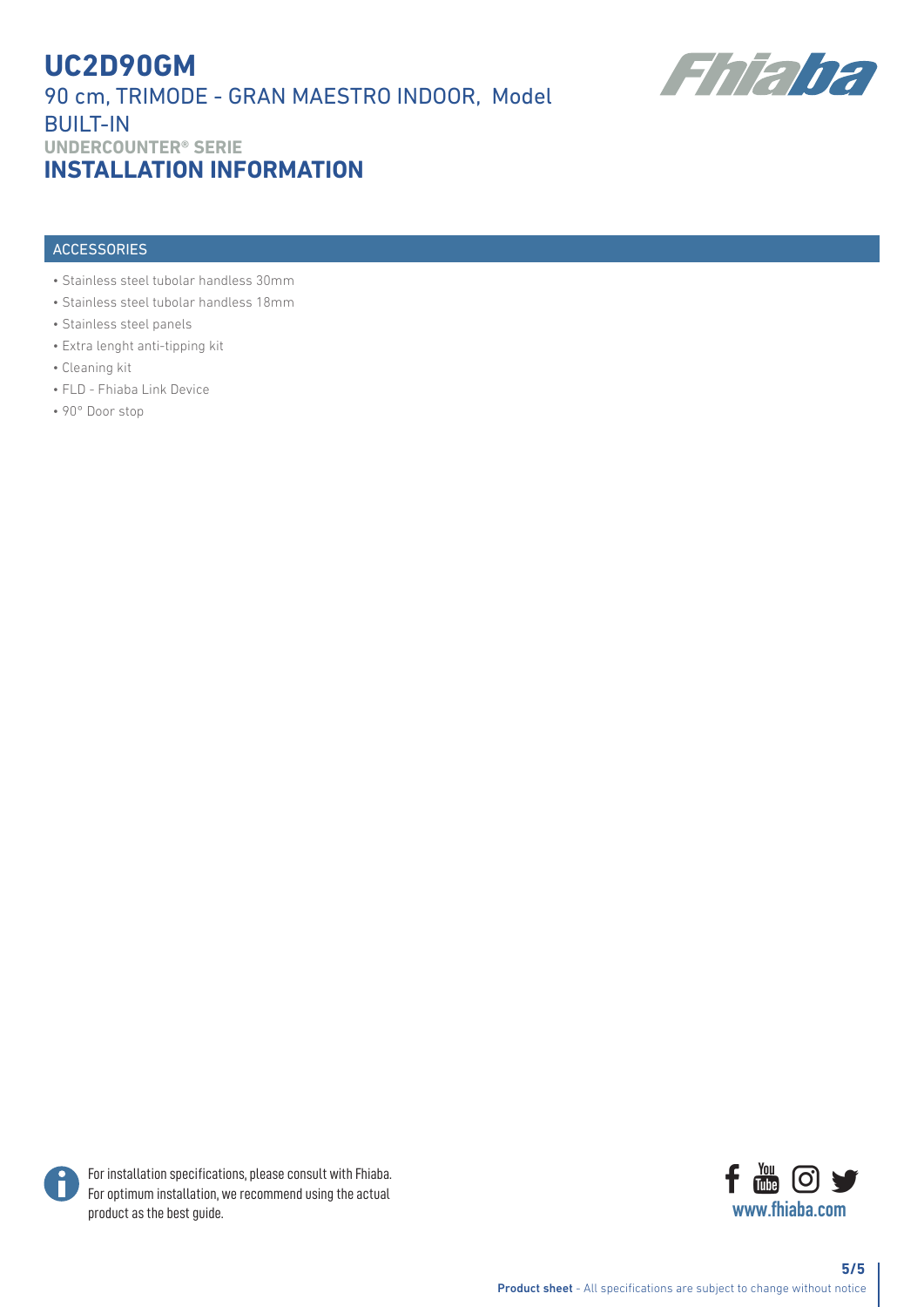# UC2D90GM

90 cm, TRIMODE - GRAN MAESTRO INDOOR, Model BUILT-IN

**UNDERCOUNTER® SERIE**

## INSTALLATION INFORMATION

### ACCESSORIES

- Stainless steel tubolar handless 30mm
- Stainless steel tubolar handless 18mm
- Stainless steel panels
- Extra lenght anti-tipping kit
- Cleaning kit
- FLD - Fhiaba Link Device
- 90° Door stop

For installation specifications, please consult with Fhiaba. For optimum installation, we recommend using the actual product as the best guide.

www.fhiaba.com

**Product sheet** - All specifications are subject to change without notice